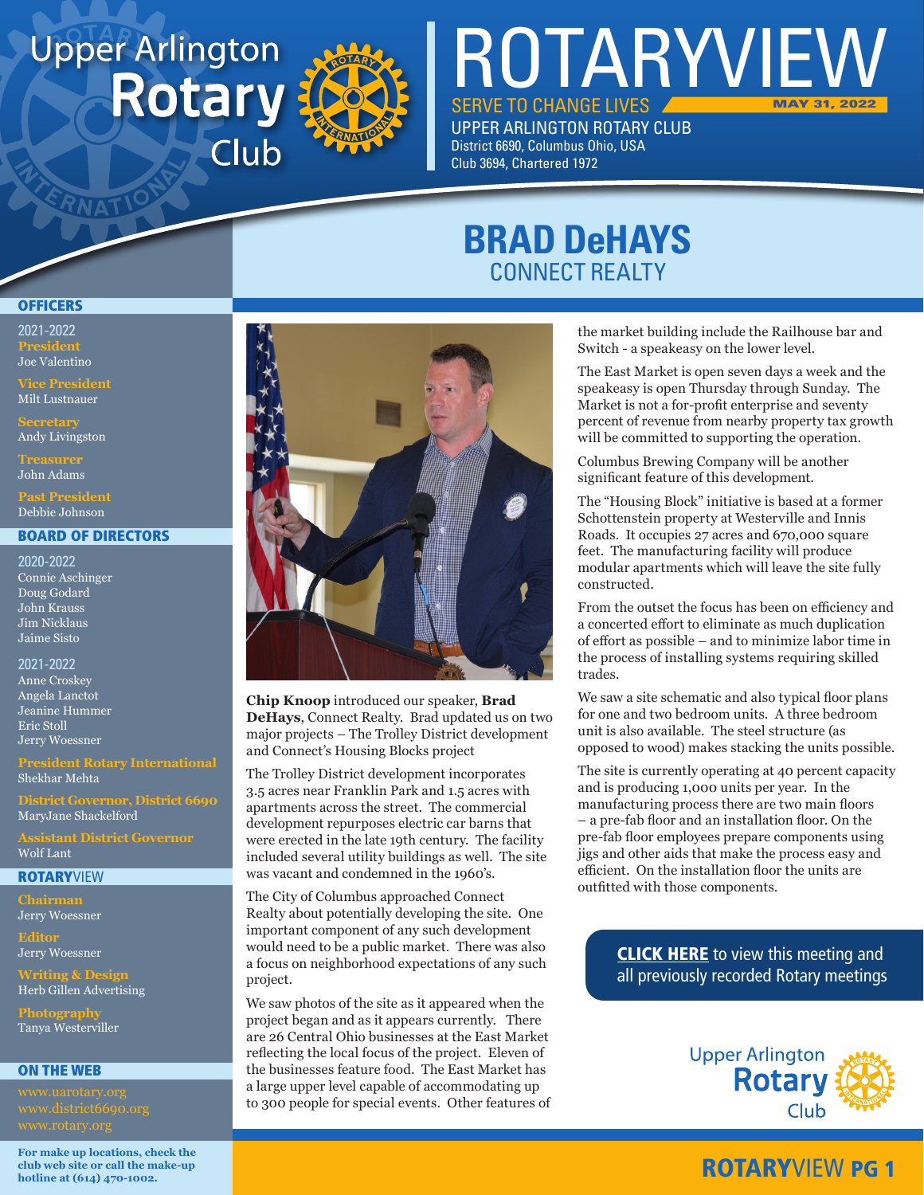# ROTARYVIEW

SERVE TO CHANGE LIVES

MAY 31, 2022

UPPER ARLINGTON ROTARY CLUB
District 6690, Columbus Ohio, USA
Club 3694, Chartered 1972

## BRAD DeHAYS
CONNECT REALTY

**Chip Knoop** introduced our speaker, **Brad DeHays**, Connect Realty. Brad updated us on two major projects – The Trolley District development and Connect's Housing Blocks project

The Trolley District development incorporates 3.5 acres near Franklin Park and 1.5 acres with apartments across the street. The commercial development repurposes electric car barns that were erected in the late 19th century. The facility included several utility buildings as well. The site was vacant and condemned in the 1960's.

The City of Columbus approached Connect Realty about potentially developing the site. One important component of any such development would need to be a public market. There was also a focus on neighborhood expectations of any such project.

We saw photos of the site as it appeared when the project began and as it appears currently. There are 26 Central Ohio businesses at the East Market reflecting the local focus of the project. Eleven of the businesses feature food. The East Market has a large upper level capable of accommodating up to 300 people for special events. Other features of the market building include the Railhouse bar and Switch - a speakeasy on the lower level.

The East Market is open seven days a week and the speakeasy is open Thursday through Sunday. The Market is not a for-profit enterprise and seventy percent of revenue from nearby property tax growth will be committed to supporting the operation.

Columbus Brewing Company will be another significant feature of this development.

The "Housing Block" initiative is based at a former Schottenstein property at Westerville and Innis Roads. It occupies 27 acres and 670,000 square feet. The manufacturing facility will produce modular apartments which will leave the site fully constructed.

From the outset the focus has been on efficiency and a concerted effort to eliminate as much duplication of effort as possible – and to minimize labor time in the process of installing systems requiring skilled trades.

We saw a site schematic and also typical floor plans for one and two bedroom units. A three bedroom unit is also available. The steel structure (as opposed to wood) makes stacking the units possible.

The site is currently operating at 40 percent capacity and is producing 1,000 units per year. In the manufacturing process there are two main floors – a pre-fab floor and an installation floor. On the pre-fab floor employees prepare components using jigs and other aids that make the process easy and efficient. On the installation floor the units are outfitted with those components.

**CLICK HERE** to view this meeting and all previously recorded Rotary meetings

### OFFICERS

2021-2022
**President**
Joe Valentino

**Vice President**
Milt Lustnauer

**Secretary**
Andy Livingston

**Treasurer**
John Adams

**Past President**
Debbie Johnson

### BOARD OF DIRECTORS

2020-2022
Connie Aschinger
Doug Godard
John Krauss
Jim Nicklaus
Jaime Sisto

2021-2022
Anne Croskey
Angela Lanctot
Jeanine Hummer
Eric Stoll
Jerry Woessner

**President Rotary International**
Shekhar Mehta

**District Governor, District 6690**
MaryJane Shackelford

**Assistant District Governor**
Wolf Lant

### ROTARYVIEW

**Chairman**
Jerry Woessner

**Editor**
Jerry Woessner

**Writing & Design**
Herb Gillen Advertising

**Photography**
Tanya Westerviller

### ON THE WEB

www.uarotary.org
www.district6690.org
www.rotary.org

**For make up locations, check the club web site or call the make-up hotline at (614) 470-1002.**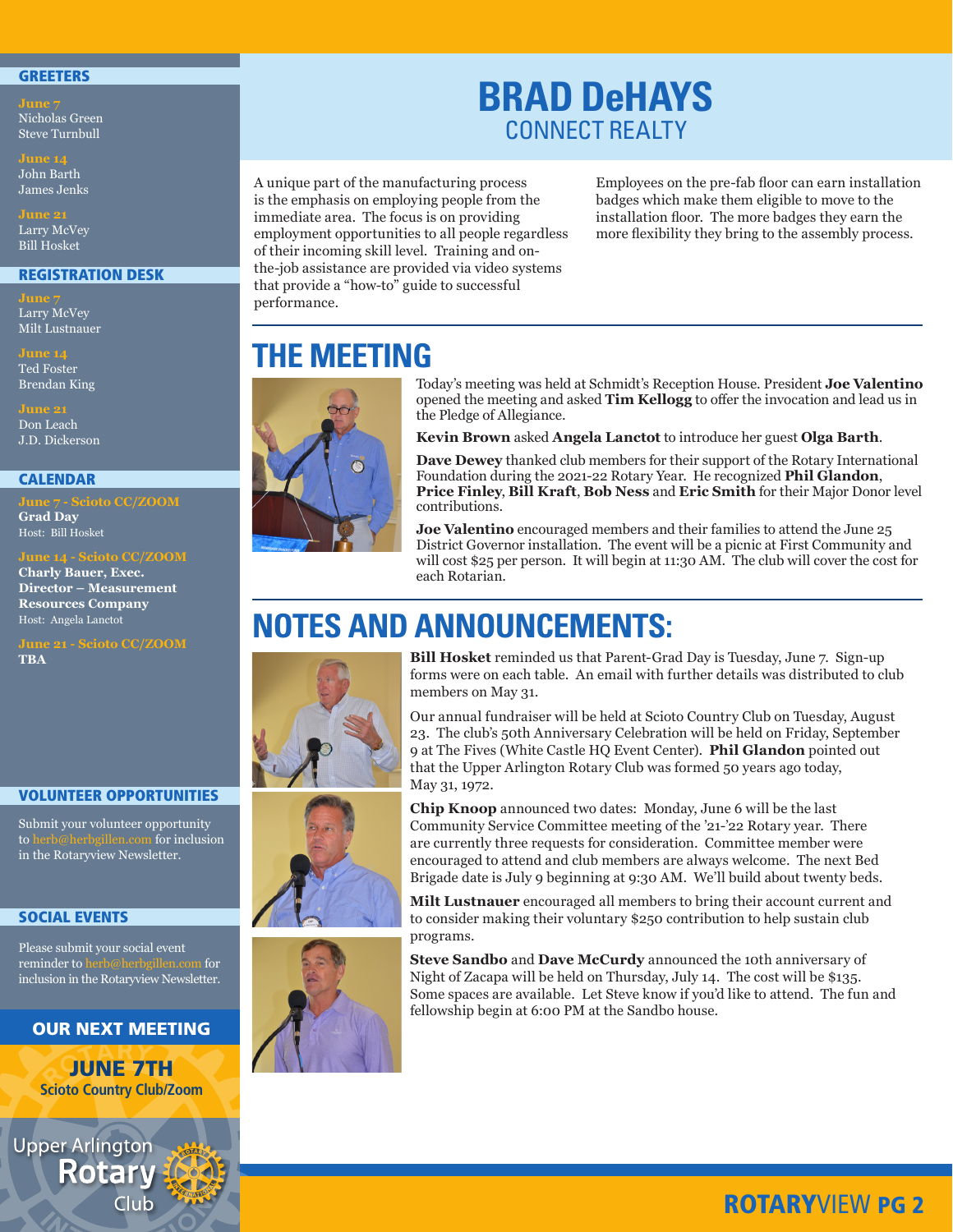## GREETERS

**June 7**
Nicholas Green
Steve Turnbull

**June 14**
John Barth
James Jenks

**June 21**
Larry McVey
Bill Hosket

## REGISTRATION DESK

**June 7**
Larry McVey
Milt Lustnauer

**June 14**
Ted Foster
Brendan King

**June 21**
Don Leach
J.D. Dickerson

## CALENDAR

**June 7 - Scioto CC/ZOOM**
**Grad Day**
Host: Bill Hosket

**June 14 - Scioto CC/ZOOM**
**Charly Bauer, Exec. Director – Measurement Resources Company**
Host: Angela Lanctot

**June 21 - Scioto CC/ZOOM**
**TBA**

## VOLUNTEER OPPORTUNITIES

Submit your volunteer opportunity to herb@herbgillen.com for inclusion in the Rotaryview Newsletter.

## SOCIAL EVENTS

Please submit your social event reminder to herb@herbgillen.com for inclusion in the Rotaryview Newsletter.

## OUR NEXT MEETING

**JUNE 7TH**
**Scioto Country Club/Zoom**

# BRAD DeHAYS
## CONNECT REALTY

A unique part of the manufacturing process is the emphasis on employing people from the immediate area. The focus is on providing employment opportunities to all people regardless of their incoming skill level. Training and on-the-job assistance are provided via video systems that provide a "how-to" guide to successful performance.

Employees on the pre-fab floor can earn installation badges which make them eligible to move to the installation floor. The more badges they earn the more flexibility they bring to the assembly process.

# THE MEETING

Today's meeting was held at Schmidt's Reception House. President **Joe Valentino** opened the meeting and asked **Tim Kellogg** to offer the invocation and lead us in the Pledge of Allegiance.

**Kevin Brown** asked **Angela Lanctot** to introduce her guest **Olga Barth**.

**Dave Dewey** thanked club members for their support of the Rotary International Foundation during the 2021-22 Rotary Year. He recognized **Phil Glandon**, **Price Finley**, **Bill Kraft**, **Bob Ness** and **Eric Smith** for their Major Donor level contributions.

**Joe Valentino** encouraged members and their families to attend the June 25 District Governor installation. The event will be a picnic at First Community and will cost $25 per person. It will begin at 11:30 AM. The club will cover the cost for each Rotarian.

# NOTES AND ANNOUNCEMENTS:

**Bill Hosket** reminded us that Parent-Grad Day is Tuesday, June 7. Sign-up forms were on each table. An email with further details was distributed to club members on May 31.

Our annual fundraiser will be held at Scioto Country Club on Tuesday, August 23. The club's 50th Anniversary Celebration will be held on Friday, September 9 at The Fives (White Castle HQ Event Center). **Phil Glandon** pointed out that the Upper Arlington Rotary Club was formed 50 years ago today, May 31, 1972.

**Chip Knoop** announced two dates: Monday, June 6 will be the last Community Service Committee meeting of the '21-'22 Rotary year. There are currently three requests for consideration. Committee member were encouraged to attend and club members are always welcome. The next Bed Brigade date is July 9 beginning at 9:30 AM. We'll build about twenty beds.

**Milt Lustnauer** encouraged all members to bring their account current and to consider making their voluntary $250 contribution to help sustain club programs.

**Steve Sandbo** and **Dave McCurdy** announced the 10th anniversary of Night of Zacapa will be held on Thursday, July 14. The cost will be $135. Some spaces are available. Let Steve know if you'd like to attend. The fun and fellowship begin at 6:00 PM at the Sandbo house.